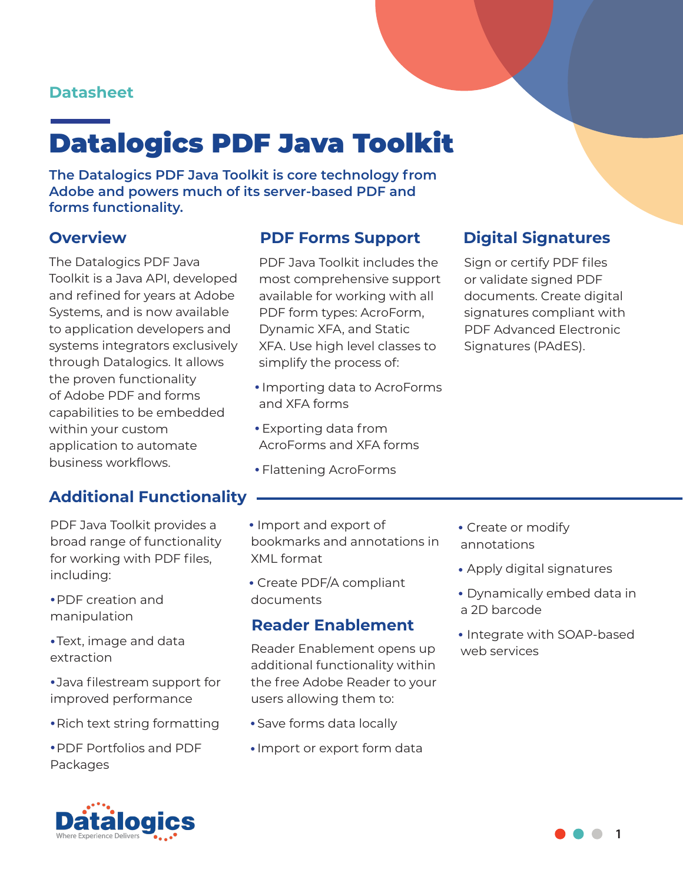Datasheet

# Datalogics PDF Java Toolkit

**The Datalogics PDF Java Toolkit is core technology from Adobe and powers much of its server-based PDF and forms functionality.**

## Overview

The Datalogics PDF Java Toolkit is a Java API, developed and refined for years at Adobe Systems, and is now available to application developers and systems integrators exclusively through Datalogics. It allows the proven functionality of Adobe PDF and forms capabilities to be embedded within your custom application to automate business workflows.

## PDF Forms Support

PDF Java Toolkit includes the most comprehensive support available for working with all PDF form types: AcroForm, Dynamic XFA, and Static XFA. Use high level classes to simplify the process of:

- Importing data to AcroForms and XFA forms
- Exporting data from AcroForms and XFA forms
- Flattening AcroForms

## Digital Signatures

Sign or certify PDF files or validate signed PDF documents. Create digital signatures compliant with PDF Advanced Electronic Signatures (PAdES).

## Additional Functionality

PDF Java Toolkit provides a broad range of functionality for working with PDF files, including:

- PDF creation and manipulation
- Text, image and data extraction
- Java filestream support for improved performance
- Rich text string formatting
- PDF Portfolios and PDF Packages
- Import and export of bookmarks and annotations in XML format
- Create PDF/A compliant documents

## Reader Enablement

Reader Enablement opens up additional functionality within the free Adobe Reader to your users allowing them to:

- Save forms data locally
- Import or export form data
- Create or modify annotations
- Apply digital signatures
- Dynamically embed data in a 2D barcode
- Integrate with SOAP-based web services

Datalogics
Where Experience Delivers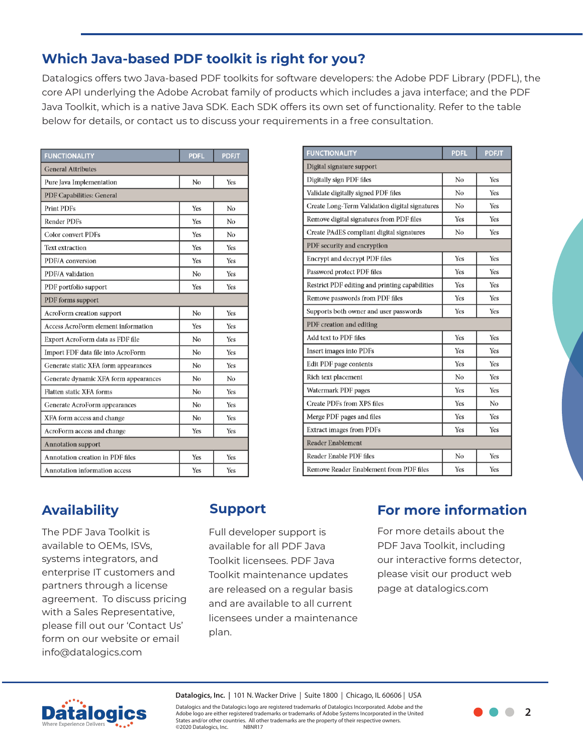## Which Java-based PDF toolkit is right for you?

Datalogics offers two Java-based PDF toolkits for software developers: the Adobe PDF Library (PDFL), the core API underlying the Adobe Acrobat family of products which includes a java interface; and the PDF Java Toolkit, which is a native Java SDK. Each SDK offers its own set of functionality. Refer to the table below for details, or contact us to discuss your requirements in a free consultation.

| FUNCTIONALITY | PDFL | PDFJT |
|---|---|---|
| General Attributes | | |
| Pure Java Implementation | No | Yes |
| PDF Capabilities: General | | |
| Print PDFs | Yes | No |
| Render PDFs | Yes | No |
| Color convert PDFs | Yes | No |
| Text extraction | Yes | Yes |
| PDF/A conversion | Yes | Yes |
| PDF/A validation | No | Yes |
| PDF portfolio support | Yes | Yes |
| PDF forms support | | |
| AcroForm creation support | No | Yes |
| Access AcroForm element information | Yes | Yes |
| Export AcroForm data as FDF file | No | Yes |
| Import FDF data file into AcroForm | No | Yes |
| Generate static XFA form appearances | No | Yes |
| Generate dynamic XFA form appearances | No | No |
| Flatten static XFA forms | No | Yes |
| Generate AcroForm appearances | No | Yes |
| XFA form access and change | No | Yes |
| AcroForm access and change | Yes | Yes |
| Annotation support | | |
| Annotation creation in PDF files | Yes | Yes |
| Annotation information access | Yes | Yes |

| FUNCTIONALITY | PDFL | PDFJT |
|---|---|---|
| Digital signature support | | |
| Digitally sign PDF files | No | Yes |
| Validate digitally signed PDF files | No | Yes |
| Create Long-Term Validation digital signatures | No | Yes |
| Remove digital signatures from PDF files | Yes | Yes |
| Create PAdES compliant digital signatures | No | Yes |
| PDF security and encryption | | |
| Encrypt and decrypt PDF files | Yes | Yes |
| Password protect PDF files | Yes | Yes |
| Restrict PDF editing and printing capabilities | Yes | Yes |
| Remove passwords from PDF files | Yes | Yes |
| Supports both owner and user passwords | Yes | Yes |
| PDF creation and editing | | |
| Add text to PDF files | Yes | Yes |
| Insert images into PDFs | Yes | Yes |
| Edit PDF page contents | Yes | Yes |
| Rich text placement | No | Yes |
| Watermark PDF pages | Yes | Yes |
| Create PDFs from XPS files | Yes | No |
| Merge PDF pages and files | Yes | Yes |
| Extract images from PDFs | Yes | Yes |
| Reader Enablement | | |
| Reader Enable PDF files | No | Yes |
| Remove Reader Enablement from PDF files | Yes | Yes |

## Availability

The PDF Java Toolkit is available to OEMs, ISVs, systems integrators, and enterprise IT customers and partners through a license agreement. To discuss pricing with a Sales Representative, please fill out our 'Contact Us' form on our website or email info@datalogics.com

## Support

Full developer support is available for all PDF Java Toolkit licensees. PDF Java Toolkit maintenance updates are released on a regular basis and are available to all current licensees under a maintenance plan.

## For more information

For more details about the PDF Java Toolkit, including our interactive forms detector, please visit our product web page at datalogics.com

**Datalogics, Inc.** | 101 N. Wacker Drive | Suite 1800 | Chicago, IL 60606 | USA

Datalogics and the Datalogics logo are registered trademarks of Datalogics Incorporated. Adobe and the Adobe logo are either registered trademarks or trademarks of Adobe Systems Incorporated in the United States and/or other countries. All other trademarks are the property of their respective owners.
©2020 Datalogics, Inc. NBNR17